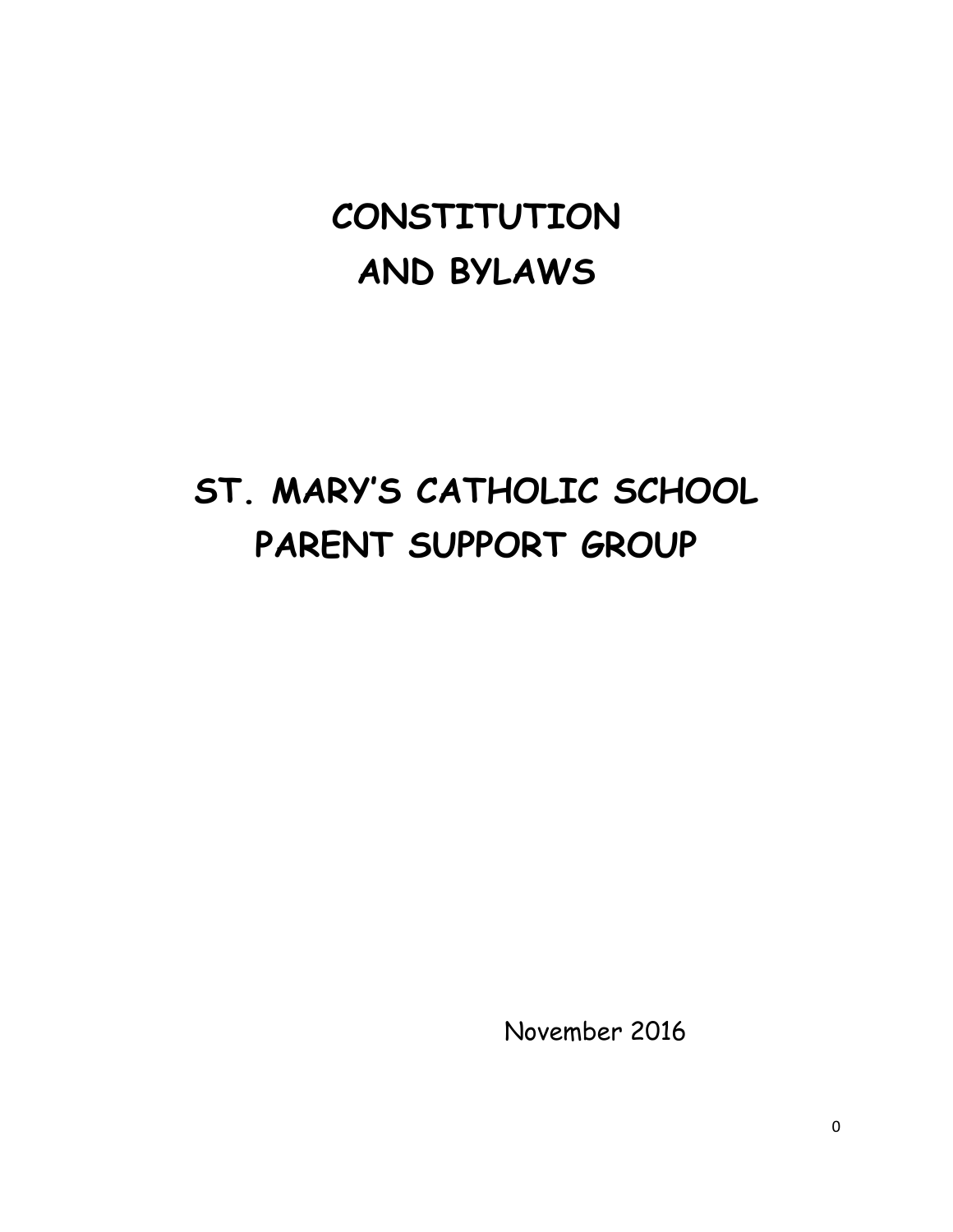# CONSTITUTION AND BYLAWS

# ST. MARY'S CATHOLIC SCHOOL PARENT SUPPORT GROUP

November 2016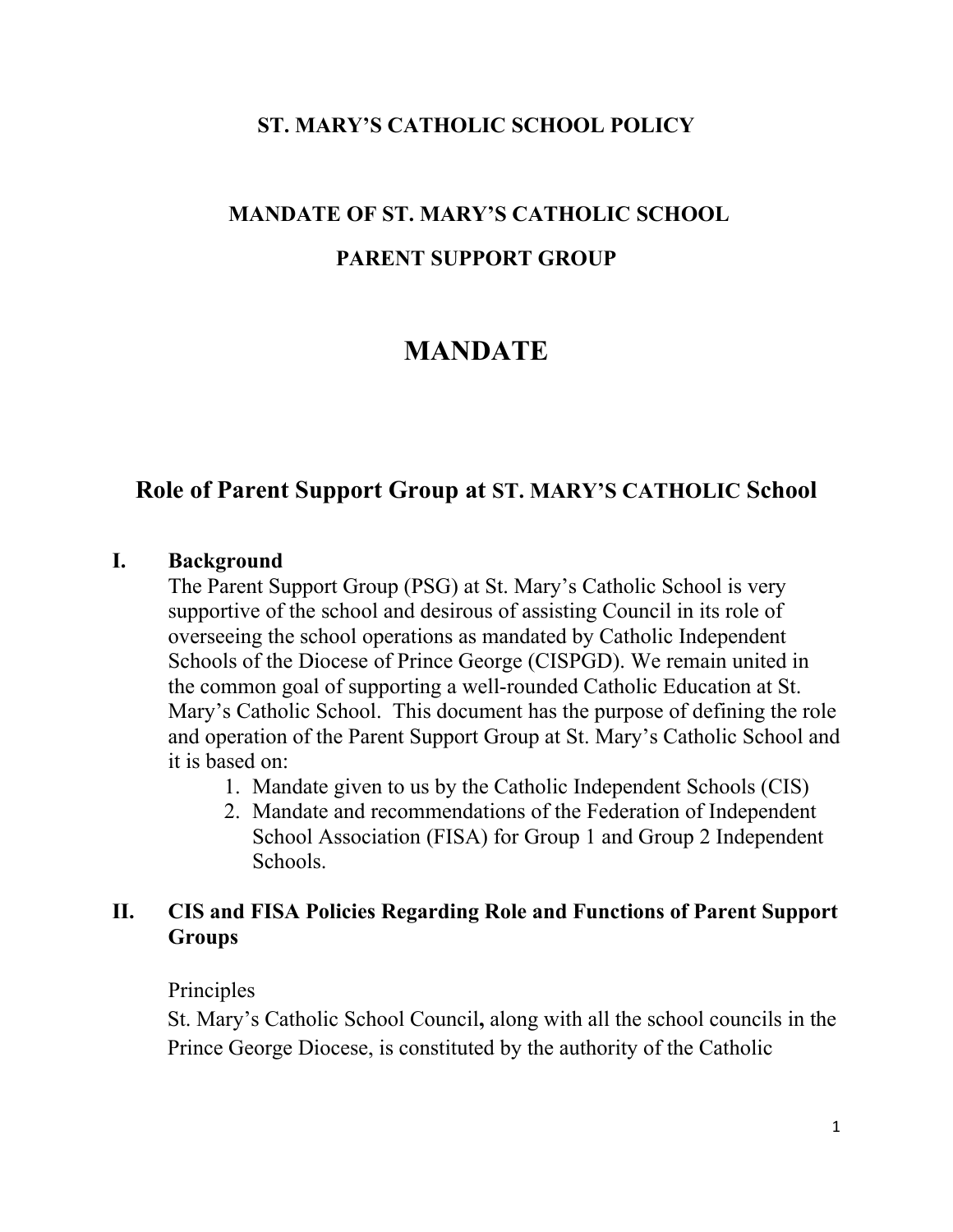**ST. MARY'S CATHOLIC SCHOOL POLICY**

**MANDATE OF ST. MARY'S CATHOLIC SCHOOL**

**PARENT SUPPORT GROUP**

# MANDATE

## Role of Parent Support Group at ST. MARY'S CATHOLIC School

### I. Background

The Parent Support Group (PSG) at St. Mary's Catholic School is very supportive of the school and desirous of assisting Council in its role of overseeing the school operations as mandated by Catholic Independent Schools of the Diocese of Prince George (CISPGD). We remain united in the common goal of supporting a well-rounded Catholic Education at St. Mary's Catholic School. This document has the purpose of defining the role and operation of the Parent Support Group at St. Mary's Catholic School and it is based on:

1. Mandate given to us by the Catholic Independent Schools (CIS)
2. Mandate and recommendations of the Federation of Independent School Association (FISA) for Group 1 and Group 2 Independent Schools.

### II. CIS and FISA Policies Regarding Role and Functions of Parent Support Groups

Principles

St. Mary's Catholic School Council**,** along with all the school councils in the Prince George Diocese, is constituted by the authority of the Catholic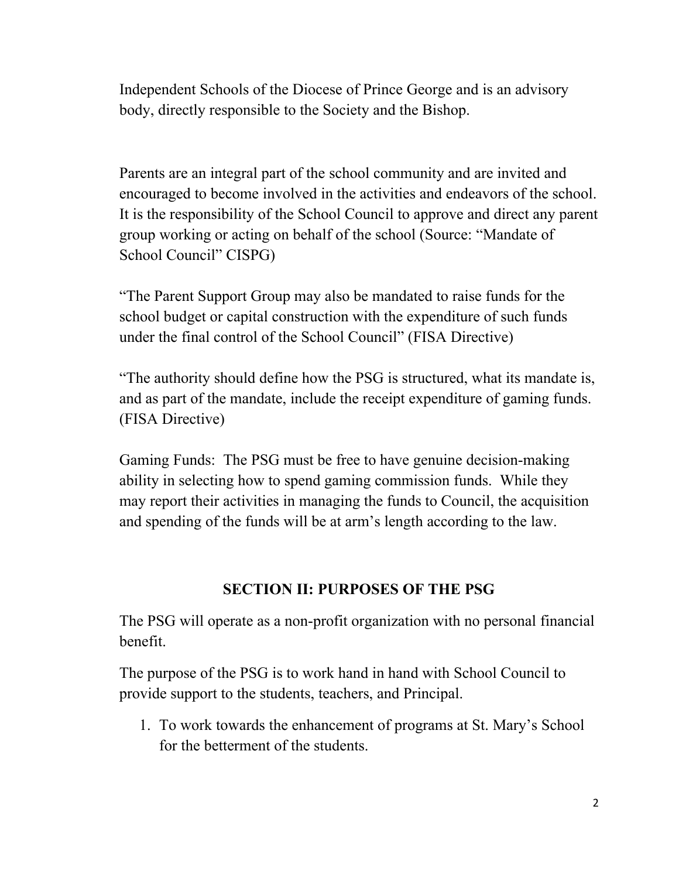Independent Schools of the Diocese of Prince George and is an advisory body, directly responsible to the Society and the Bishop.

Parents are an integral part of the school community and are invited and encouraged to become involved in the activities and endeavors of the school. It is the responsibility of the School Council to approve and direct any parent group working or acting on behalf of the school (Source: "Mandate of School Council" CISPG)

"The Parent Support Group may also be mandated to raise funds for the school budget or capital construction with the expenditure of such funds under the final control of the School Council" (FISA Directive)

"The authority should define how the PSG is structured, what its mandate is, and as part of the mandate, include the receipt expenditure of gaming funds. (FISA Directive)

Gaming Funds: The PSG must be free to have genuine decision-making ability in selecting how to spend gaming commission funds. While they may report their activities in managing the funds to Council, the acquisition and spending of the funds will be at arm's length according to the law.

## SECTION II: PURPOSES OF THE PSG

The PSG will operate as a non-profit organization with no personal financial benefit.

The purpose of the PSG is to work hand in hand with School Council to provide support to the students, teachers, and Principal.

1. To work towards the enhancement of programs at St. Mary's School for the betterment of the students.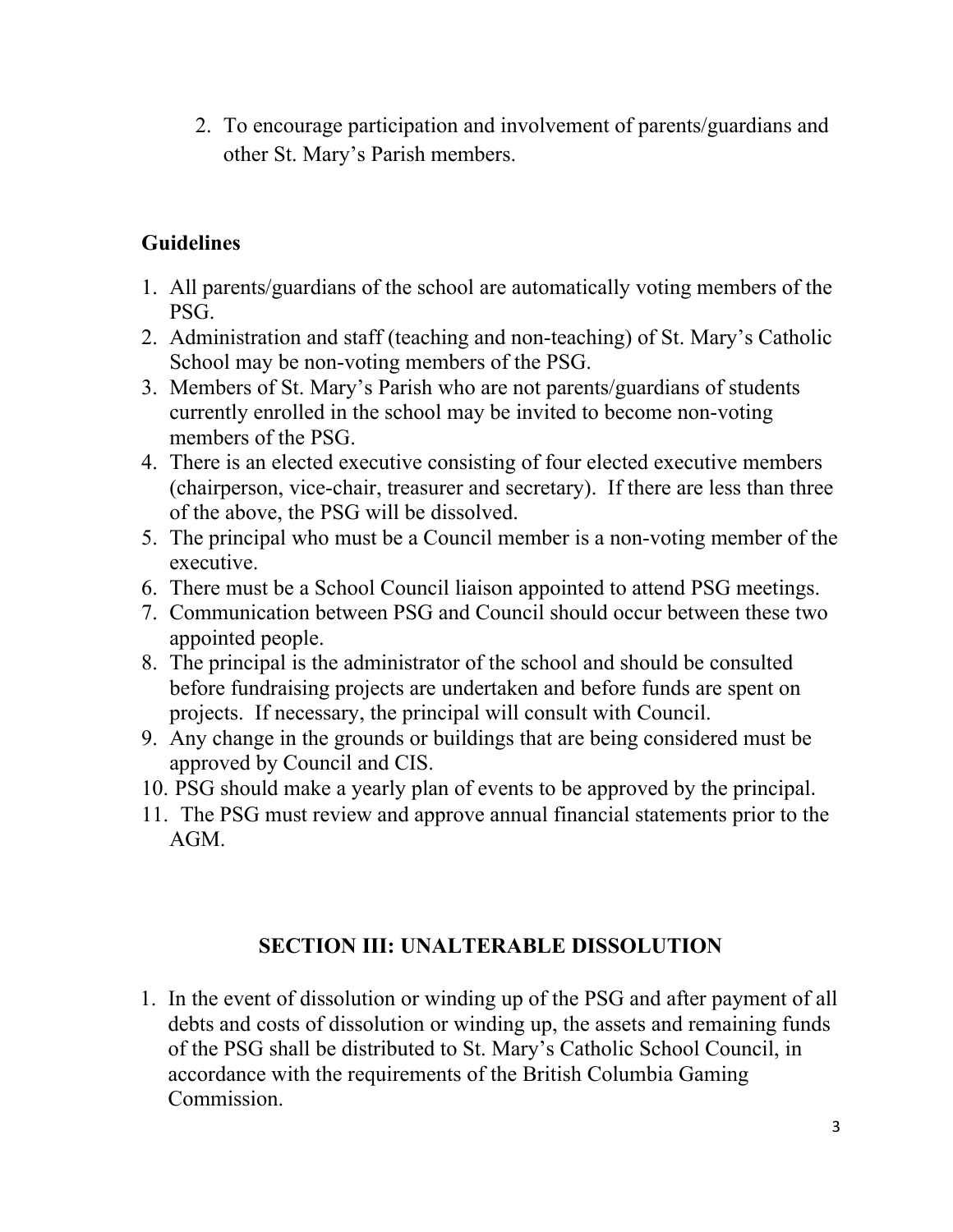2. To encourage participation and involvement of parents/guardians and other St. Mary's Parish members.

## Guidelines

1. All parents/guardians of the school are automatically voting members of the PSG.
2. Administration and staff (teaching and non-teaching) of St. Mary's Catholic School may be non-voting members of the PSG.
3. Members of St. Mary's Parish who are not parents/guardians of students currently enrolled in the school may be invited to become non-voting members of the PSG.
4. There is an elected executive consisting of four elected executive members (chairperson, vice-chair, treasurer and secretary). If there are less than three of the above, the PSG will be dissolved.
5. The principal who must be a Council member is a non-voting member of the executive.
6. There must be a School Council liaison appointed to attend PSG meetings.
7. Communication between PSG and Council should occur between these two appointed people.
8. The principal is the administrator of the school and should be consulted before fundraising projects are undertaken and before funds are spent on projects. If necessary, the principal will consult with Council.
9. Any change in the grounds or buildings that are being considered must be approved by Council and CIS.
10. PSG should make a yearly plan of events to be approved by the principal.
11. The PSG must review and approve annual financial statements prior to the AGM.

## SECTION III: UNALTERABLE DISSOLUTION

1. In the event of dissolution or winding up of the PSG and after payment of all debts and costs of dissolution or winding up, the assets and remaining funds of the PSG shall be distributed to St. Mary's Catholic School Council, in accordance with the requirements of the British Columbia Gaming Commission.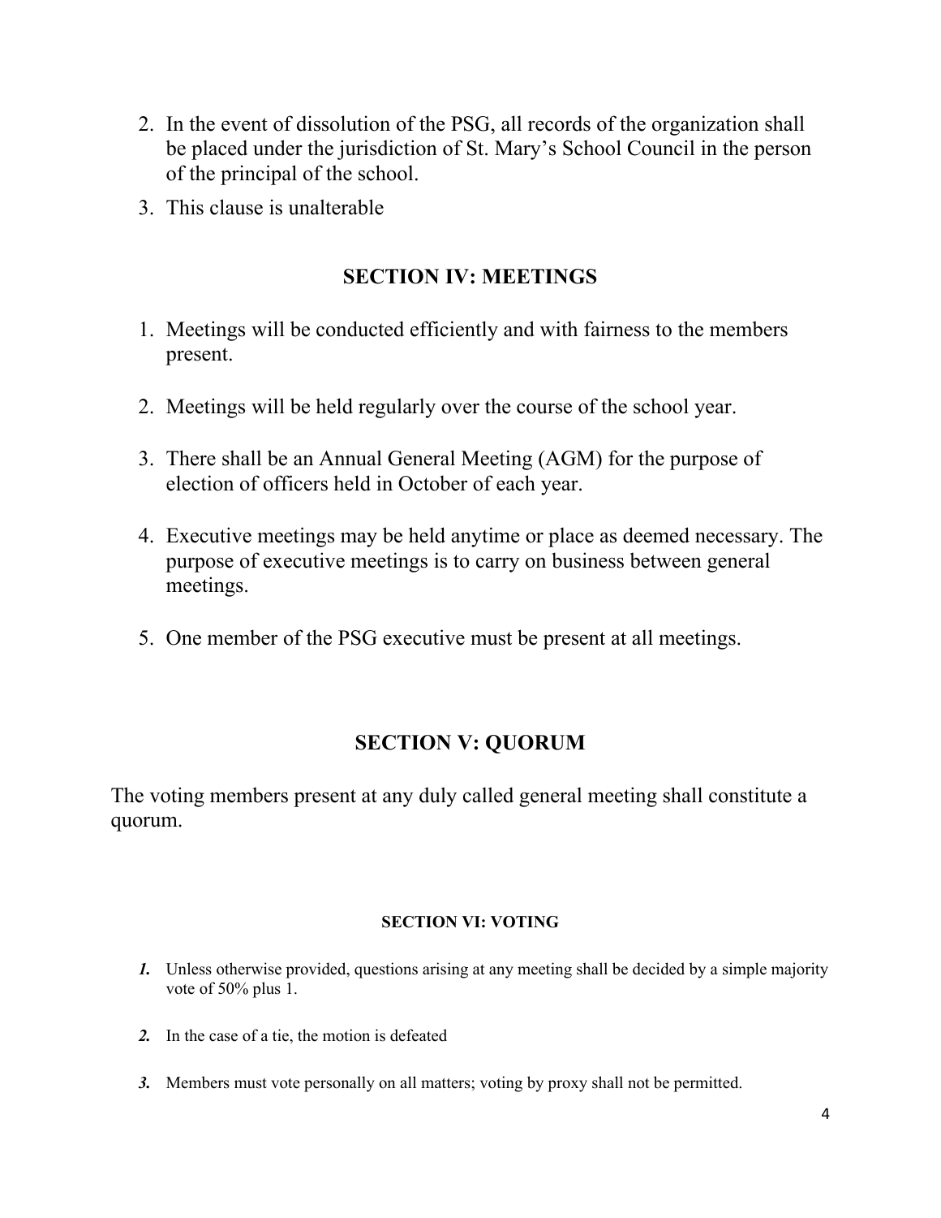2. In the event of dissolution of the PSG, all records of the organization shall be placed under the jurisdiction of St. Mary's School Council in the person of the principal of the school.
3. This clause is unalterable

## SECTION IV: MEETINGS

1. Meetings will be conducted efficiently and with fairness to the members present.
2. Meetings will be held regularly over the course of the school year.
3. There shall be an Annual General Meeting (AGM) for the purpose of election of officers held in October of each year.
4. Executive meetings may be held anytime or place as deemed necessary. The purpose of executive meetings is to carry on business between general meetings.
5. One member of the PSG executive must be present at all meetings.

## SECTION V: QUORUM

The voting members present at any duly called general meeting shall constitute a quorum.

### SECTION VI: VOTING

***1.*** Unless otherwise provided, questions arising at any meeting shall be decided by a simple majority vote of 50% plus 1.

***2.*** In the case of a tie, the motion is defeated

***3.*** Members must vote personally on all matters; voting by proxy shall not be permitted.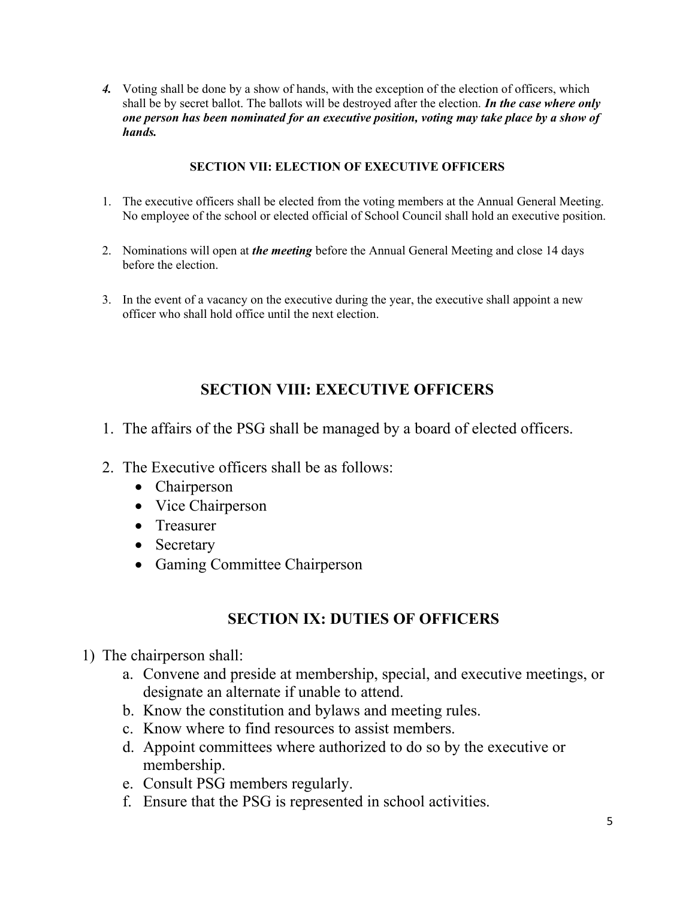4. Voting shall be done by a show of hands, with the exception of the election of officers, which shall be by secret ballot. The ballots will be destroyed after the election. ***In the case where only one person has been nominated for an executive position, voting may take place by a show of hands.***

### SECTION VII: ELECTION OF EXECUTIVE OFFICERS

1. The executive officers shall be elected from the voting members at the Annual General Meeting. No employee of the school or elected official of School Council shall hold an executive position.

2. Nominations will open at ***the meeting*** before the Annual General Meeting and close 14 days before the election.

3. In the event of a vacancy on the executive during the year, the executive shall appoint a new officer who shall hold office until the next election.

## SECTION VIII: EXECUTIVE OFFICERS

1. The affairs of the PSG shall be managed by a board of elected officers.

2. The Executive officers shall be as follows:
   - Chairperson
   - Vice Chairperson
   - Treasurer
   - Secretary
   - Gaming Committee Chairperson

## SECTION IX: DUTIES OF OFFICERS

1) The chairperson shall:
   a. Convene and preside at membership, special, and executive meetings, or designate an alternate if unable to attend.
   b. Know the constitution and bylaws and meeting rules.
   c. Know where to find resources to assist members.
   d. Appoint committees where authorized to do so by the executive or membership.
   e. Consult PSG members regularly.
   f. Ensure that the PSG is represented in school activities.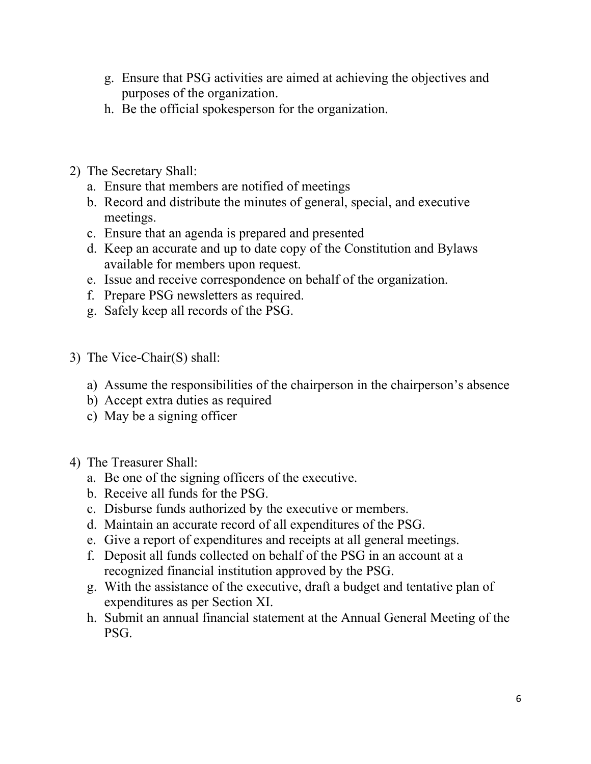g. Ensure that PSG activities are aimed at achieving the objectives and purposes of the organization.
h. Be the official spokesperson for the organization.

2) The Secretary Shall:
   a. Ensure that members are notified of meetings
   b. Record and distribute the minutes of general, special, and executive meetings.
   c. Ensure that an agenda is prepared and presented
   d. Keep an accurate and up to date copy of the Constitution and Bylaws available for members upon request.
   e. Issue and receive correspondence on behalf of the organization.
   f. Prepare PSG newsletters as required.
   g. Safely keep all records of the PSG.

3) The Vice-Chair(S) shall:

   a) Assume the responsibilities of the chairperson in the chairperson's absence
   b) Accept extra duties as required
   c) May be a signing officer

4) The Treasurer Shall:
   a. Be one of the signing officers of the executive.
   b. Receive all funds for the PSG.
   c. Disburse funds authorized by the executive or members.
   d. Maintain an accurate record of all expenditures of the PSG.
   e. Give a report of expenditures and receipts at all general meetings.
   f. Deposit all funds collected on behalf of the PSG in an account at a recognized financial institution approved by the PSG.
   g. With the assistance of the executive, draft a budget and tentative plan of expenditures as per Section XI.
   h. Submit an annual financial statement at the Annual General Meeting of the PSG.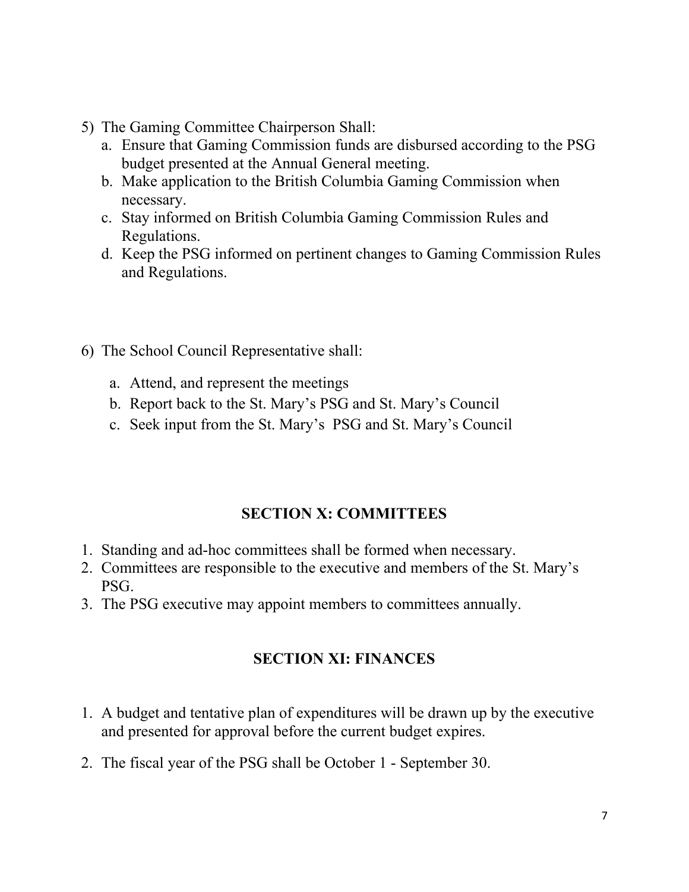5) The Gaming Committee Chairperson Shall:
    a. Ensure that Gaming Commission funds are disbursed according to the PSG budget presented at the Annual General meeting.
    b. Make application to the British Columbia Gaming Commission when necessary.
    c. Stay informed on British Columbia Gaming Commission Rules and Regulations.
    d. Keep the PSG informed on pertinent changes to Gaming Commission Rules and Regulations.

6) The School Council Representative shall:
    a. Attend, and represent the meetings
    b. Report back to the St. Mary's PSG and St. Mary's Council
    c. Seek input from the St. Mary's PSG and St. Mary's Council

## SECTION X: COMMITTEES

1. Standing and ad-hoc committees shall be formed when necessary.
2. Committees are responsible to the executive and members of the St. Mary's PSG.
3. The PSG executive may appoint members to committees annually.

## SECTION XI: FINANCES

1. A budget and tentative plan of expenditures will be drawn up by the executive and presented for approval before the current budget expires.

2. The fiscal year of the PSG shall be October 1 - September 30.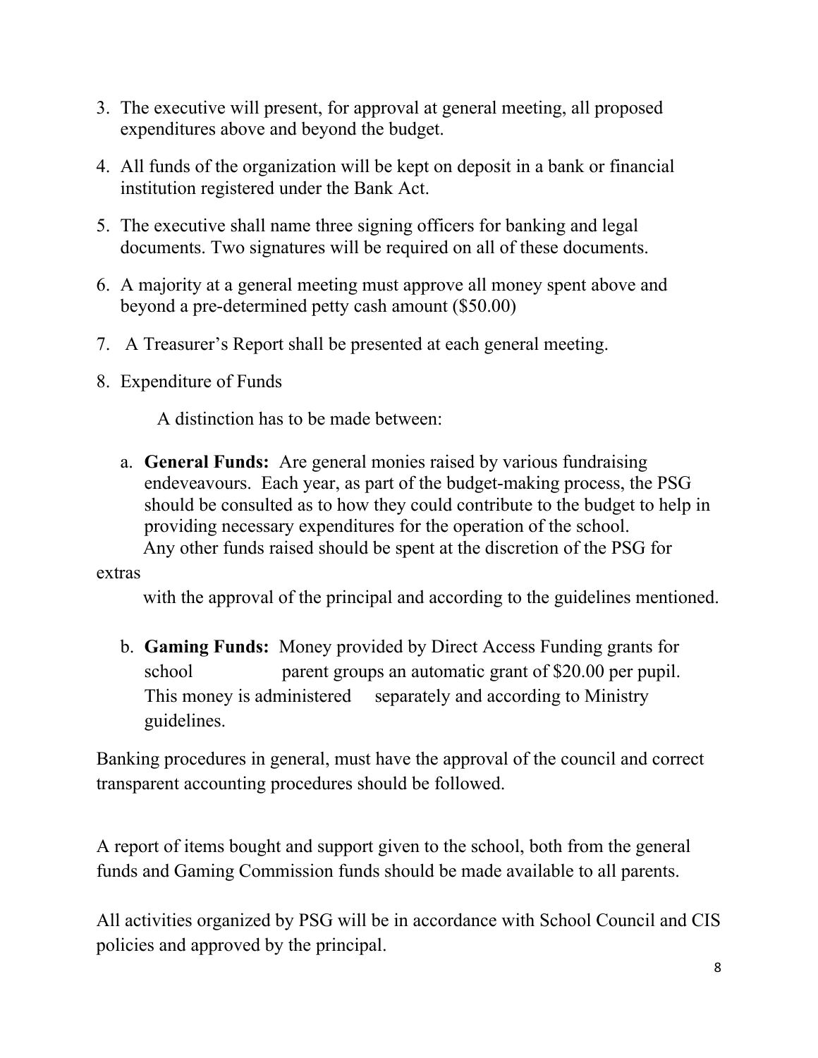3. The executive will present, for approval at general meeting, all proposed expenditures above and beyond the budget.

4. All funds of the organization will be kept on deposit in a bank or financial institution registered under the Bank Act.

5. The executive shall name three signing officers for banking and legal documents. Two signatures will be required on all of these documents.

6. A majority at a general meeting must approve all money spent above and beyond a pre-determined petty cash amount ($50.00)

7. A Treasurer's Report shall be presented at each general meeting.

8. Expenditure of Funds

   A distinction has to be made between:

   a. **General Funds:** Are general monies raised by various fundraising endeveavours. Each year, as part of the budget-making process, the PSG should be consulted as to how they could contribute to the budget to help in providing necessary expenditures for the operation of the school. Any other funds raised should be spent at the discretion of the PSG for extras with the approval of the principal and according to the guidelines mentioned.

   b. **Gaming Funds:** Money provided by Direct Access Funding grants for school parent groups an automatic grant of $20.00 per pupil. This money is administered separately and according to Ministry guidelines.

Banking procedures in general, must have the approval of the council and correct transparent accounting procedures should be followed.

A report of items bought and support given to the school, both from the general funds and Gaming Commission funds should be made available to all parents.

All activities organized by PSG will be in accordance with School Council and CIS policies and approved by the principal.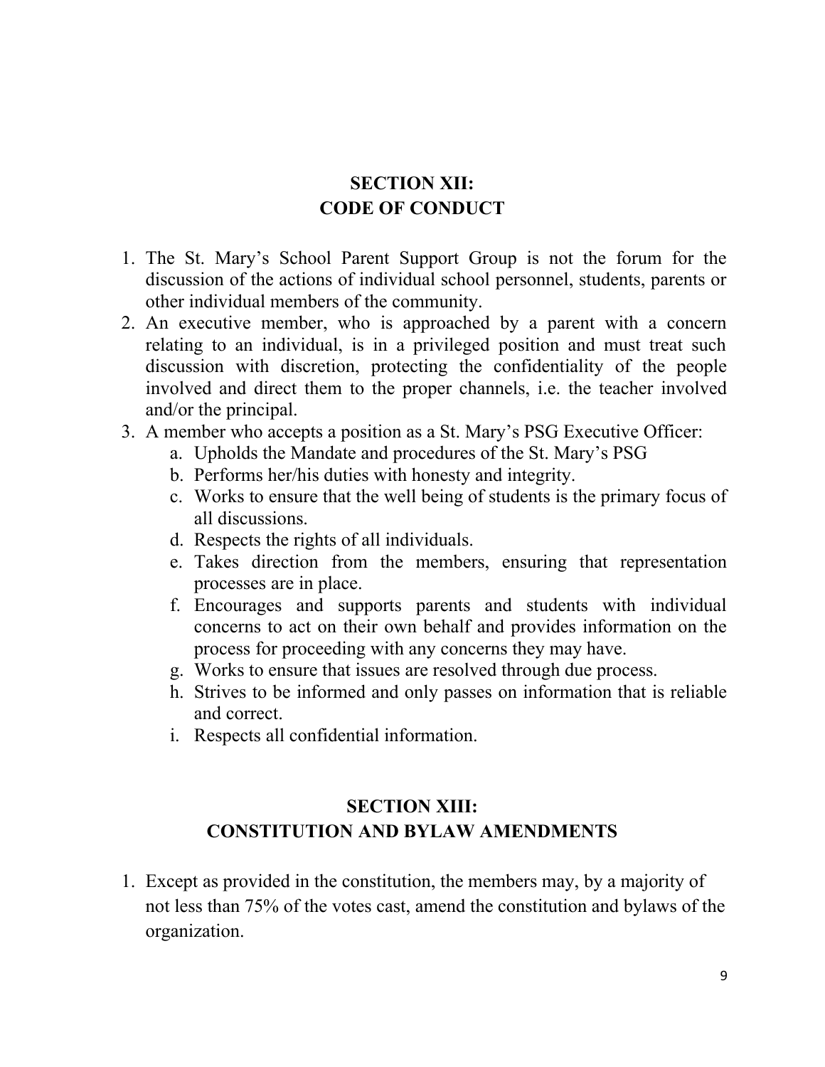## SECTION XII:
## CODE OF CONDUCT

1. The St. Mary's School Parent Support Group is not the forum for the discussion of the actions of individual school personnel, students, parents or other individual members of the community.
2. An executive member, who is approached by a parent with a concern relating to an individual, is in a privileged position and must treat such discussion with discretion, protecting the confidentiality of the people involved and direct them to the proper channels, i.e. the teacher involved and/or the principal.
3. A member who accepts a position as a St. Mary's PSG Executive Officer:
   a. Upholds the Mandate and procedures of the St. Mary's PSG
   b. Performs her/his duties with honesty and integrity.
   c. Works to ensure that the well being of students is the primary focus of all discussions.
   d. Respects the rights of all individuals.
   e. Takes direction from the members, ensuring that representation processes are in place.
   f. Encourages and supports parents and students with individual concerns to act on their own behalf and provides information on the process for proceeding with any concerns they may have.
   g. Works to ensure that issues are resolved through due process.
   h. Strives to be informed and only passes on information that is reliable and correct.
   i. Respects all confidential information.

## SECTION XIII:
## CONSTITUTION AND BYLAW AMENDMENTS

1. Except as provided in the constitution, the members may, by a majority of not less than 75% of the votes cast, amend the constitution and bylaws of the organization.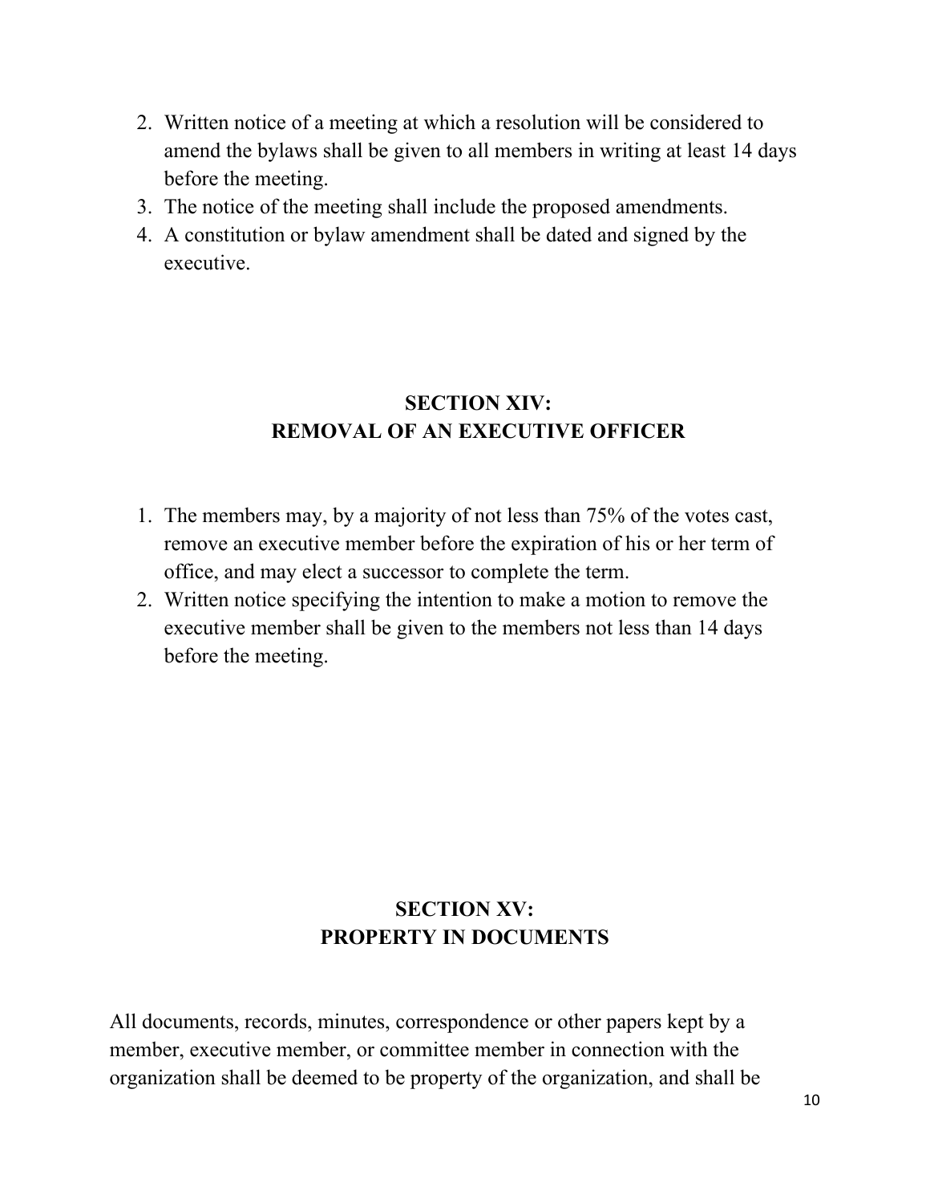2. Written notice of a meeting at which a resolution will be considered to amend the bylaws shall be given to all members in writing at least 14 days before the meeting.
3. The notice of the meeting shall include the proposed amendments.
4. A constitution or bylaw amendment shall be dated and signed by the executive.

## SECTION XIV: REMOVAL OF AN EXECUTIVE OFFICER

1. The members may, by a majority of not less than 75% of the votes cast, remove an executive member before the expiration of his or her term of office, and may elect a successor to complete the term.
2. Written notice specifying the intention to make a motion to remove the executive member shall be given to the members not less than 14 days before the meeting.

## SECTION XV: PROPERTY IN DOCUMENTS

All documents, records, minutes, correspondence or other papers kept by a member, executive member, or committee member in connection with the organization shall be deemed to be property of the organization, and shall be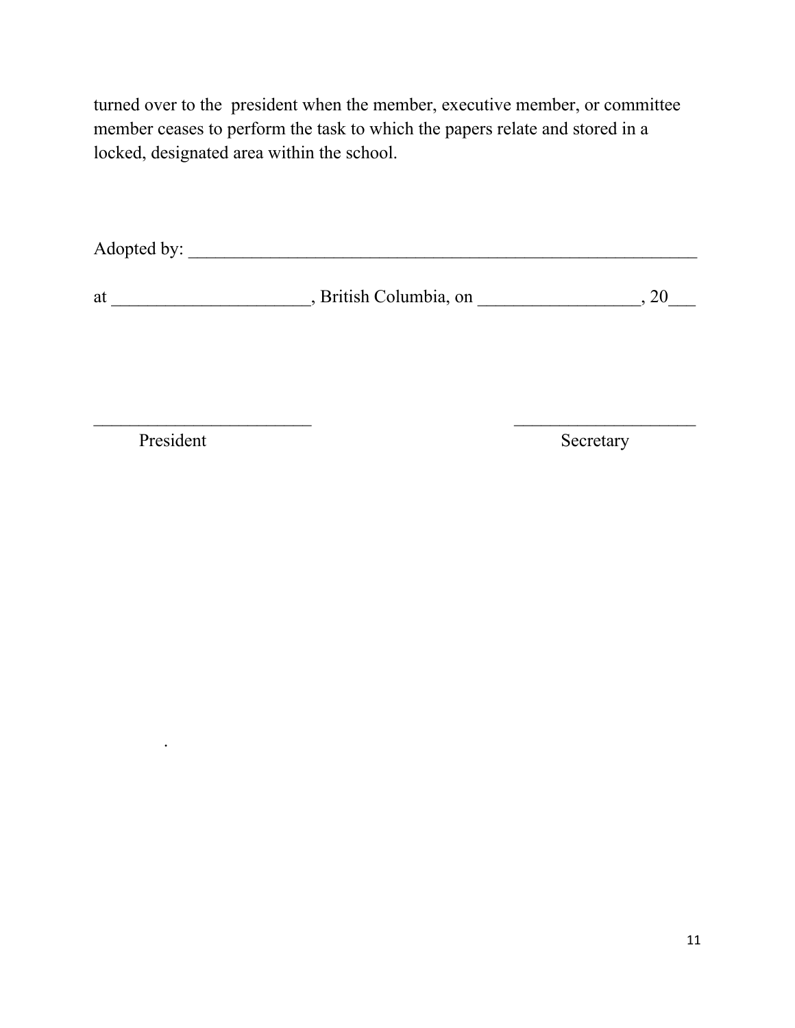turned over to the president when the member, executive member, or committee member ceases to perform the task to which the papers relate and stored in a locked, designated area within the school.

Adopted by: ___________________________________________________________

at ______________________, British Columbia, on __________________, 20___

_________________________ &nbsp;&nbsp;&nbsp;&nbsp;&nbsp;&nbsp;&nbsp;&nbsp;&nbsp;&nbsp;&nbsp;&nbsp;&nbsp;&nbsp;&nbsp;&nbsp;&nbsp;&nbsp;&nbsp;&nbsp; _____________________

President &nbsp;&nbsp;&nbsp;&nbsp;&nbsp;&nbsp;&nbsp;&nbsp;&nbsp;&nbsp;&nbsp;&nbsp;&nbsp;&nbsp;&nbsp;&nbsp;&nbsp;&nbsp;&nbsp;&nbsp;&nbsp;&nbsp;&nbsp;&nbsp;&nbsp;&nbsp;&nbsp;&nbsp;&nbsp;&nbsp;&nbsp;&nbsp;&nbsp;&nbsp;&nbsp;&nbsp;&nbsp;&nbsp;&nbsp;&nbsp; Secretary

.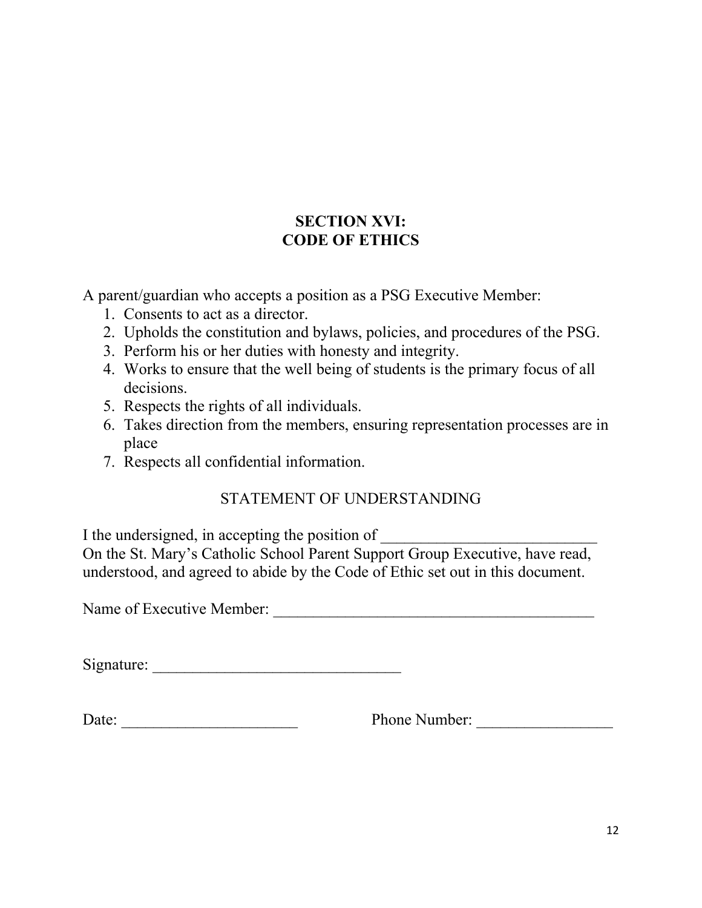## SECTION XVI:
## CODE OF ETHICS

A parent/guardian who accepts a position as a PSG Executive Member:

1. Consents to act as a director.
2. Upholds the constitution and bylaws, policies, and procedures of the PSG.
3. Perform his or her duties with honesty and integrity.
4. Works to ensure that the well being of students is the primary focus of all decisions.
5. Respects the rights of all individuals.
6. Takes direction from the members, ensuring representation processes are in place
7. Respects all confidential information.

STATEMENT OF UNDERSTANDING

I the undersigned, in accepting the position of ___________________________
On the St. Mary's Catholic School Parent Support Group Executive, have read, understood, and agreed to abide by the Code of Ethic set out in this document.

Name of Executive Member: _________________________________________

Signature: _______________________________

Date: ______________________ Phone Number: _________________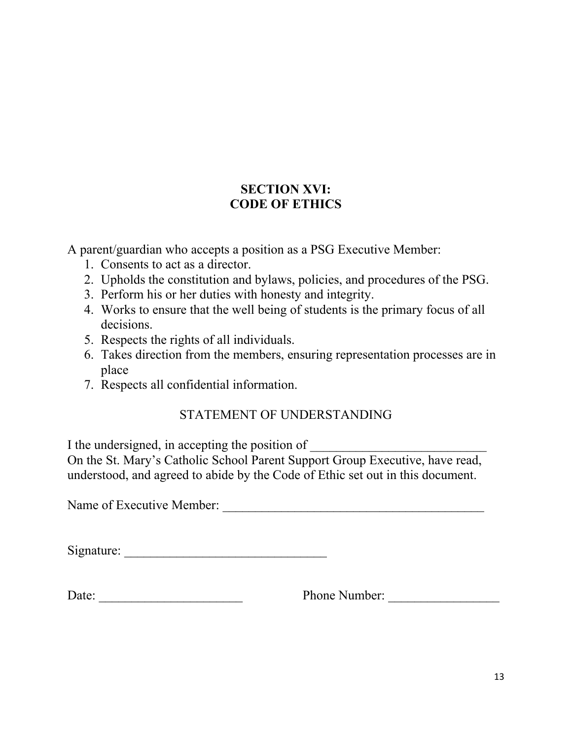# SECTION XVI:
# CODE OF ETHICS

A parent/guardian who accepts a position as a PSG Executive Member:

1. Consents to act as a director.
2. Upholds the constitution and bylaws, policies, and procedures of the PSG.
3. Perform his or her duties with honesty and integrity.
4. Works to ensure that the well being of students is the primary focus of all decisions.
5. Respects the rights of all individuals.
6. Takes direction from the members, ensuring representation processes are in place
7. Respects all confidential information.

STATEMENT OF UNDERSTANDING

I the undersigned, in accepting the position of ___________________________
On the St. Mary's Catholic School Parent Support Group Executive, have read, understood, and agreed to abide by the Code of Ethic set out in this document.

Name of Executive Member: _________________________________________

Signature: _______________________________

Date: ______________________ Phone Number: _________________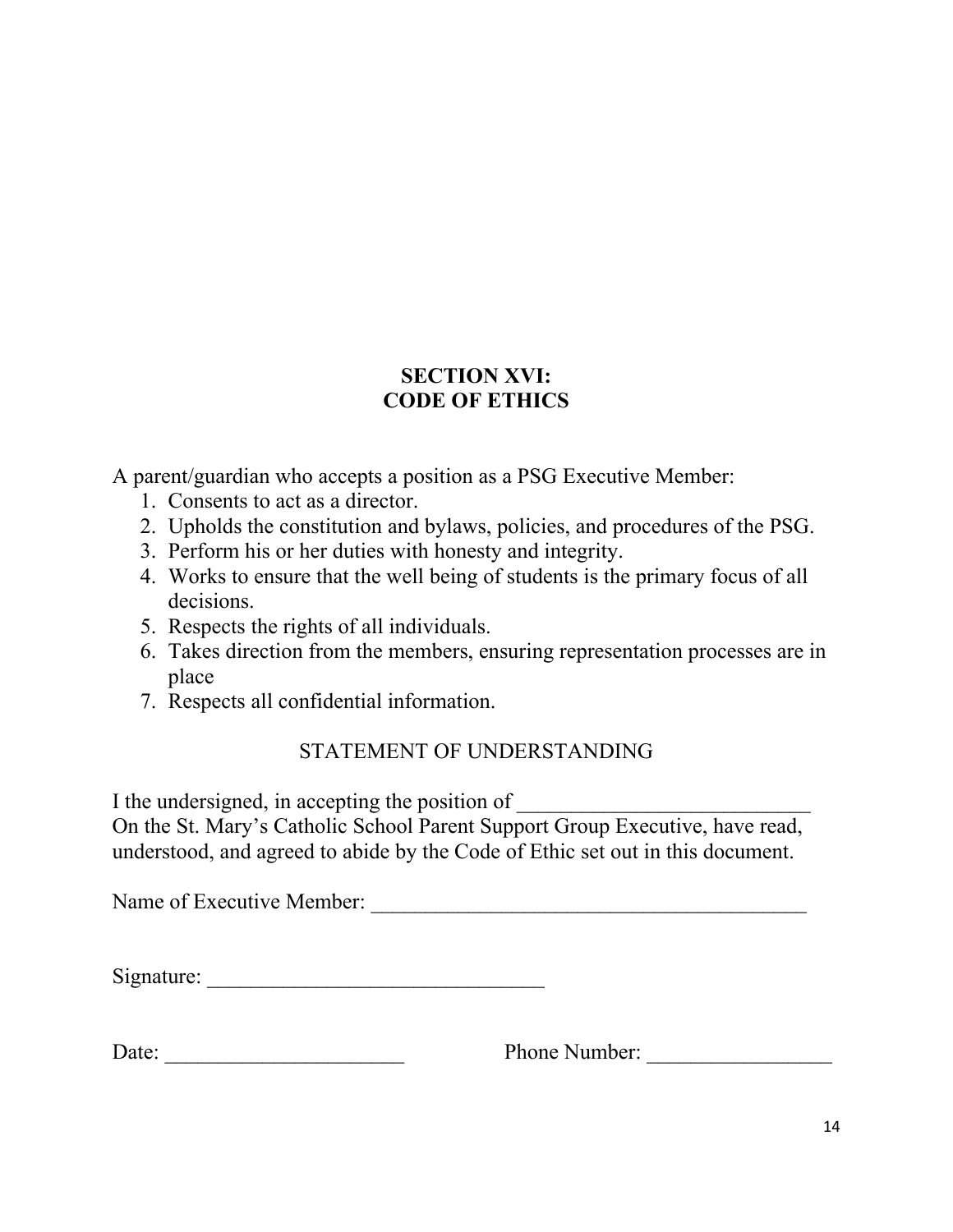## SECTION XVI:
## CODE OF ETHICS

A parent/guardian who accepts a position as a PSG Executive Member:

1. Consents to act as a director.
2. Upholds the constitution and bylaws, policies, and procedures of the PSG.
3. Perform his or her duties with honesty and integrity.
4. Works to ensure that the well being of students is the primary focus of all decisions.
5. Respects the rights of all individuals.
6. Takes direction from the members, ensuring representation processes are in place
7. Respects all confidential information.

STATEMENT OF UNDERSTANDING

I the undersigned, in accepting the position of ___________________________
On the St. Mary's Catholic School Parent Support Group Executive, have read, understood, and agreed to abide by the Code of Ethic set out in this document.

Name of Executive Member: ________________________________________

Signature: ________________________________

Date: ______________________ Phone Number: _________________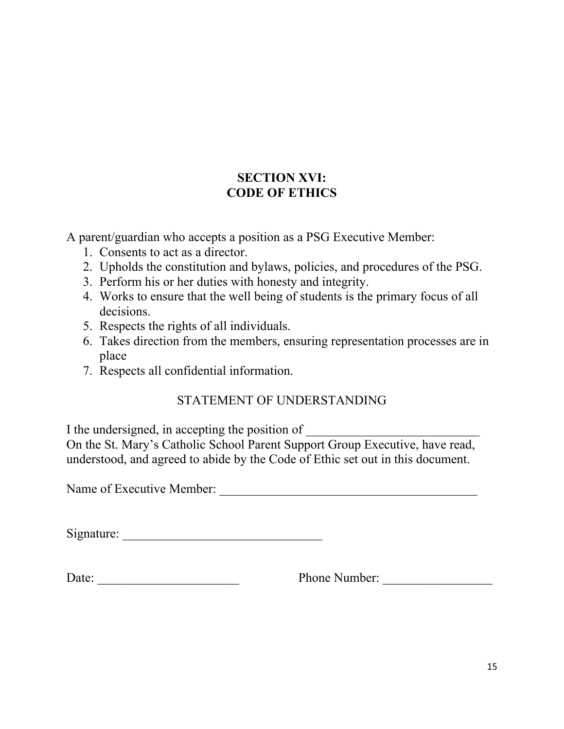## SECTION XVI: CODE OF ETHICS

A parent/guardian who accepts a position as a PSG Executive Member:

1. Consents to act as a director.
2. Upholds the constitution and bylaws, policies, and procedures of the PSG.
3. Perform his or her duties with honesty and integrity.
4. Works to ensure that the well being of students is the primary focus of all decisions.
5. Respects the rights of all individuals.
6. Takes direction from the members, ensuring representation processes are in place
7. Respects all confidential information.

STATEMENT OF UNDERSTANDING

I the undersigned, in accepting the position of ___________________________
On the St. Mary's Catholic School Parent Support Group Executive, have read, understood, and agreed to abide by the Code of Ethic set out in this document.

Name of Executive Member: _________________________________________

Signature: ________________________________

Date: ______________________ Phone Number: _________________